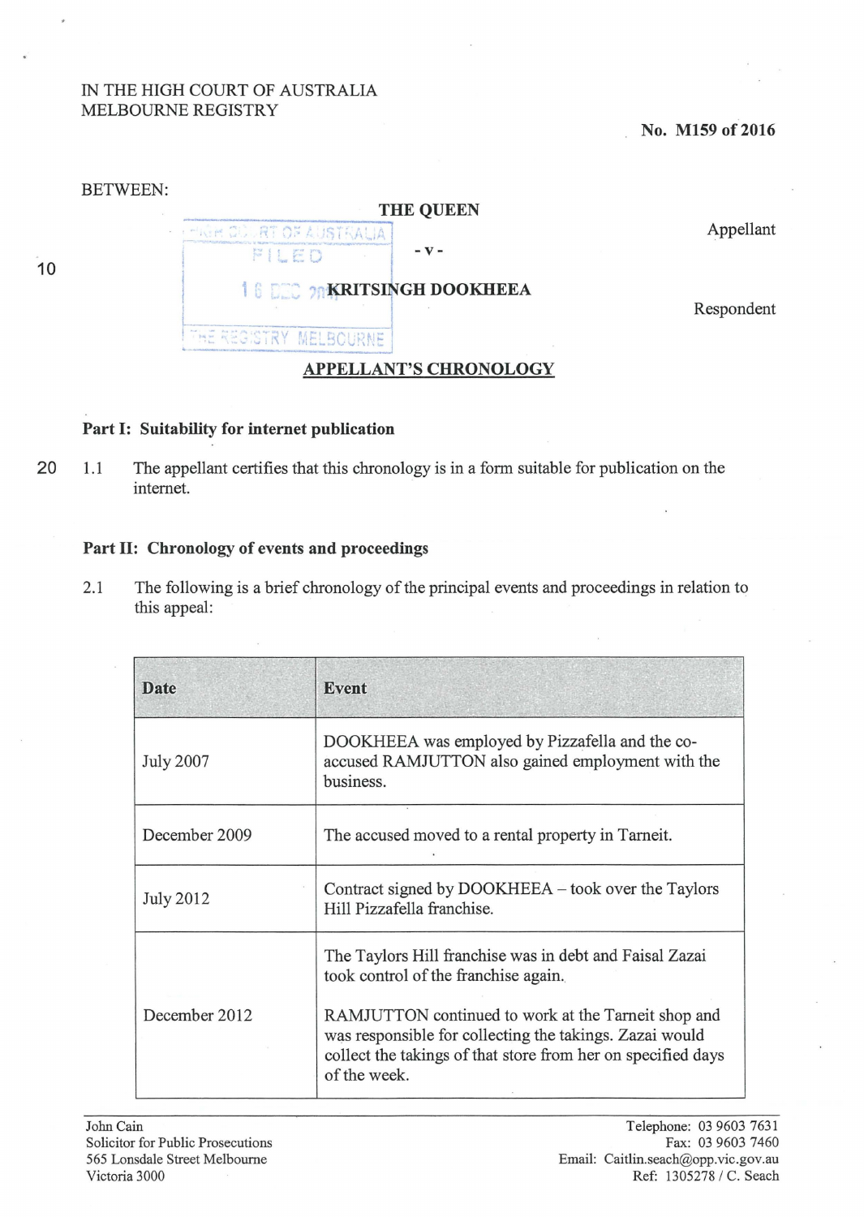IN THE HIGH COURT OF AUSTRALIA
MELBOURNE REGISTRY

**No. M159 of 2016**

BETWEEN:

**THE QUEEN**

Appellant

- v -

**KRITSINGH DOOKHEEA**

Respondent

## APPELLANT'S CHRONOLOGY

### Part I: Suitability for internet publication

1.1 The appellant certifies that this chronology is in a form suitable for publication on the internet.

### Part II: Chronology of events and proceedings

2.1 The following is a brief chronology of the principal events and proceedings in relation to this appeal:

| Date | Event |
|---|---|
| July 2007 | DOOKHEEA was employed by Pizzafella and the co-accused RAMJUTTON also gained employment with the business. |
| December 2009 | The accused moved to a rental property in Tarneit. |
| July 2012 | Contract signed by DOOKHEEA – took over the Taylors Hill Pizzafella franchise. |
| December 2012 | The Taylors Hill franchise was in debt and Faisal Zazai took control of the franchise again.<br><br>RAMJUTTON continued to work at the Tarneit shop and was responsible for collecting the takings. Zazai would collect the takings of that store from her on specified days of the week. |

John Cain
Solicitor for Public Prosecutions
565 Lonsdale Street Melbourne
Victoria 3000

Telephone: 03 9603 7631
Fax: 03 9603 7460
Email: Caitlin.seach@opp.vic.gov.au
Ref: 1305278 / C. Seach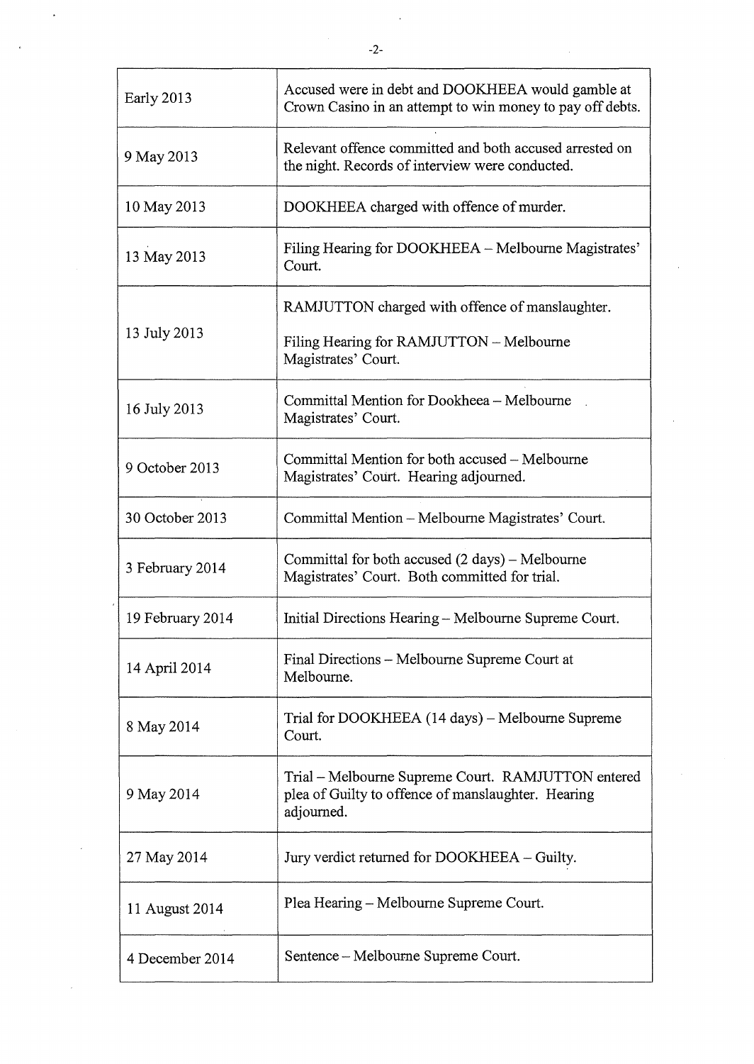| | |
|---|---|
| Early 2013 | Accused were in debt and DOOKHEEA would gamble at Crown Casino in an attempt to win money to pay off debts. |
| 9 May 2013 | Relevant offence committed and both accused arrested on the night. Records of interview were conducted. |
| 10 May 2013 | DOOKHEEA charged with offence of murder. |
| 13 May 2013 | Filing Hearing for DOOKHEEA – Melbourne Magistrates' Court. |
| 13 July 2013 | RAMJUTTON charged with offence of manslaughter.<br><br>Filing Hearing for RAMJUTTON – Melbourne Magistrates' Court. |
| 16 July 2013 | Committal Mention for Dookheea – Melbourne Magistrates' Court. |
| 9 October 2013 | Committal Mention for both accused – Melbourne Magistrates' Court. Hearing adjourned. |
| 30 October 2013 | Committal Mention – Melbourne Magistrates' Court. |
| 3 February 2014 | Committal for both accused (2 days) – Melbourne Magistrates' Court. Both committed for trial. |
| 19 February 2014 | Initial Directions Hearing – Melbourne Supreme Court. |
| 14 April 2014 | Final Directions – Melbourne Supreme Court at Melbourne. |
| 8 May 2014 | Trial for DOOKHEEA (14 days) – Melbourne Supreme Court. |
| 9 May 2014 | Trial – Melbourne Supreme Court. RAMJUTTON entered plea of Guilty to offence of manslaughter. Hearing adjourned. |
| 27 May 2014 | Jury verdict returned for DOOKHEEA – Guilty. |
| 11 August 2014 | Plea Hearing – Melbourne Supreme Court. |
| 4 December 2014 | Sentence – Melbourne Supreme Court. |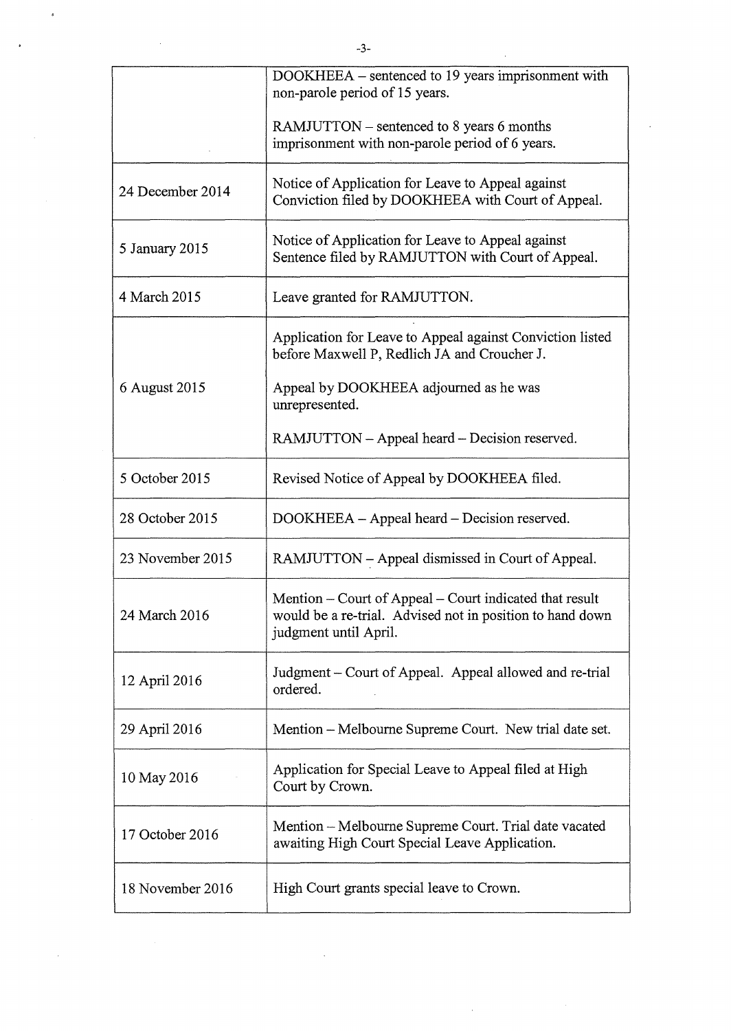| | |
|---|---|
| | DOOKHEEA – sentenced to 19 years imprisonment with non-parole period of 15 years.<br><br>RAMJUTTON – sentenced to 8 years 6 months imprisonment with non-parole period of 6 years. |
| 24 December 2014 | Notice of Application for Leave to Appeal against Conviction filed by DOOKHEEA with Court of Appeal. |
| 5 January 2015 | Notice of Application for Leave to Appeal against Sentence filed by RAMJUTTON with Court of Appeal. |
| 4 March 2015 | Leave granted for RAMJUTTON. |
| 6 August 2015 | Application for Leave to Appeal against Conviction listed before Maxwell P, Redlich JA and Croucher J.<br><br>Appeal by DOOKHEEA adjourned as he was unrepresented.<br><br>RAMJUTTON – Appeal heard – Decision reserved. |
| 5 October 2015 | Revised Notice of Appeal by DOOKHEEA filed. |
| 28 October 2015 | DOOKHEEA – Appeal heard – Decision reserved. |
| 23 November 2015 | RAMJUTTON – Appeal dismissed in Court of Appeal. |
| 24 March 2016 | Mention – Court of Appeal – Court indicated that result would be a re-trial. Advised not in position to hand down judgment until April. |
| 12 April 2016 | Judgment – Court of Appeal. Appeal allowed and re-trial ordered. |
| 29 April 2016 | Mention – Melbourne Supreme Court. New trial date set. |
| 10 May 2016 | Application for Special Leave to Appeal filed at High Court by Crown. |
| 17 October 2016 | Mention – Melbourne Supreme Court. Trial date vacated awaiting High Court Special Leave Application. |
| 18 November 2016 | High Court grants special leave to Crown. |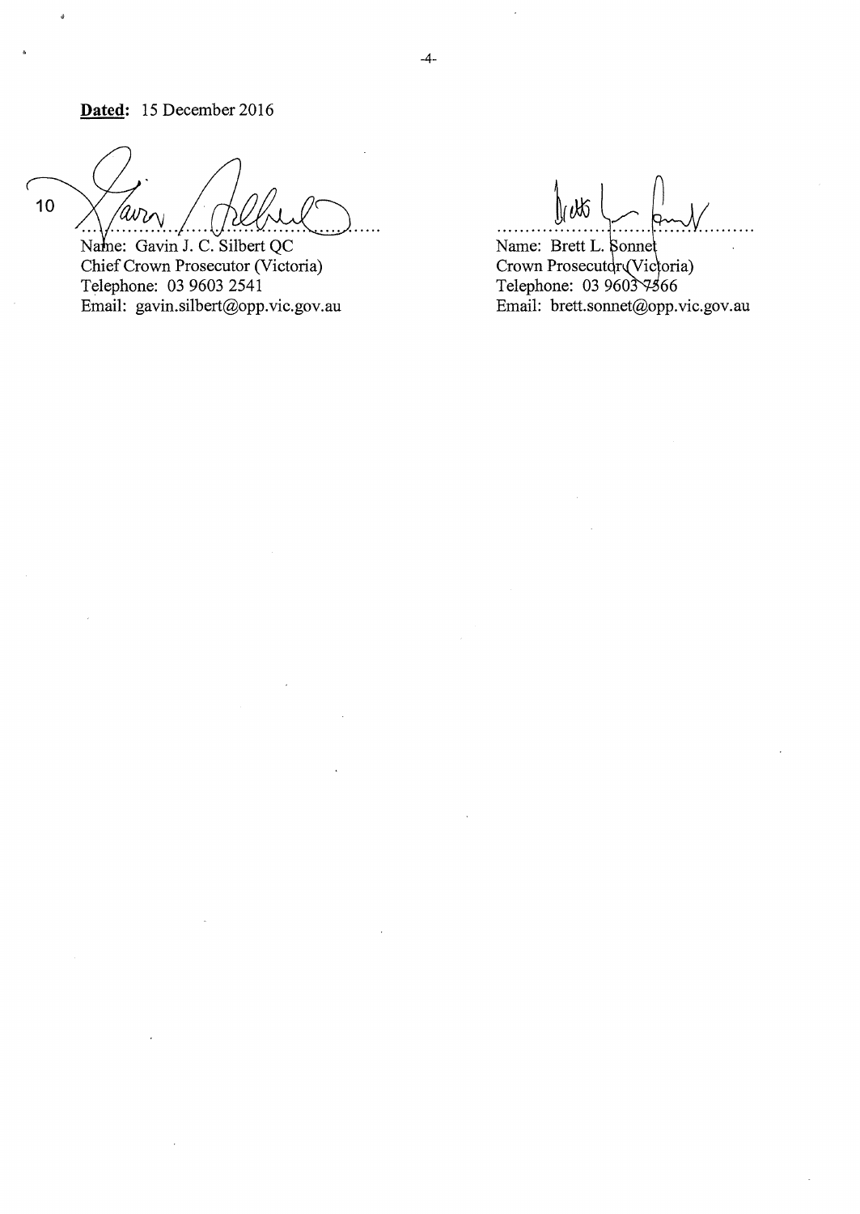**Dated:** 15 December 2016

Name: Gavin J. C. Silbert QC
Chief Crown Prosecutor (Victoria)
Telephone: 03 9603 2541
Email: gavin.silbert@opp.vic.gov.au

Name: Brett L. Sonnet
Crown Prosecutor (Victoria)
Telephone: 03 9603 7566
Email: brett.sonnet@opp.vic.gov.au